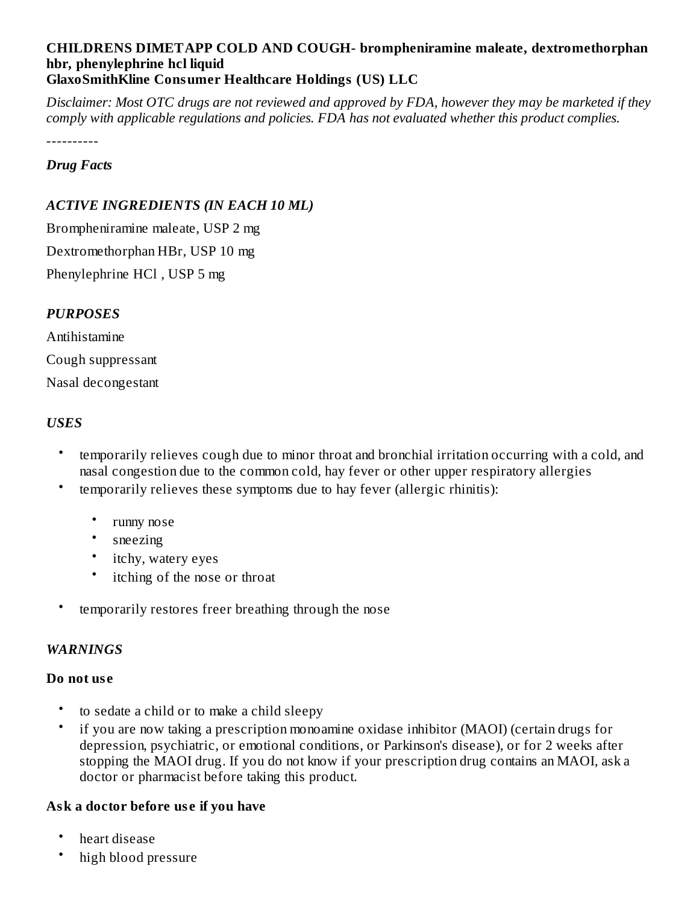**CHILDRENS DIMETAPP COLD AND COUGH- brompheniramine maleate, dextromethorphan hbr, phenylephrine hcl liquid**
**GlaxoSmithKline Consumer Healthcare Holdings (US) LLC**

*Disclaimer: Most OTC drugs are not reviewed and approved by FDA, however they may be marketed if they comply with applicable regulations and policies. FDA has not evaluated whether this product complies.*

----------

***Drug Facts***

### *ACTIVE INGREDIENTS (IN EACH 10 ML)*

Brompheniramine maleate, USP 2 mg

Dextromethorphan HBr, USP 10 mg

Phenylephrine HCl , USP 5 mg

### *PURPOSES*

Antihistamine

Cough suppressant

Nasal decongestant

### *USES*

- temporarily relieves cough due to minor throat and bronchial irritation occurring with a cold, and nasal congestion due to the common cold, hay fever or other upper respiratory allergies
- temporarily relieves these symptoms due to hay fever (allergic rhinitis):
  - runny nose
  - sneezing
  - itchy, watery eyes
  - itching of the nose or throat
- temporarily restores freer breathing through the nose

### *WARNINGS*

**Do not use**

- to sedate a child or to make a child sleepy
- if you are now taking a prescription monoamine oxidase inhibitor (MAOI) (certain drugs for depression, psychiatric, or emotional conditions, or Parkinson's disease), or for 2 weeks after stopping the MAOI drug. If you do not know if your prescription drug contains an MAOI, ask a doctor or pharmacist before taking this product.

**Ask a doctor before use if you have**

- heart disease
- high blood pressure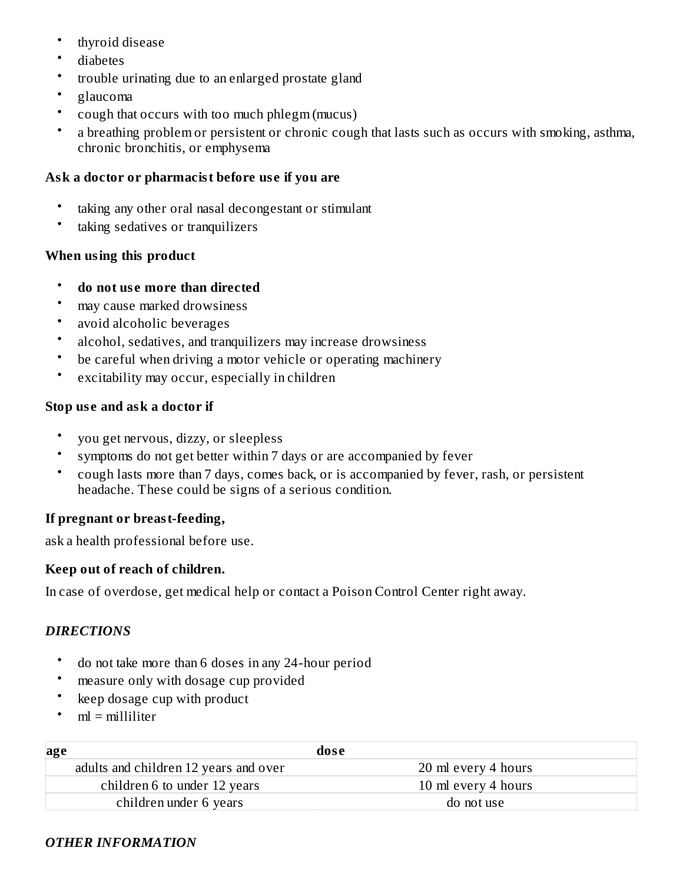- thyroid disease
- diabetes
- trouble urinating due to an enlarged prostate gland
- glaucoma
- cough that occurs with too much phlegm (mucus)
- a breathing problem or persistent or chronic cough that lasts such as occurs with smoking, asthma, chronic bronchitis, or emphysema

**Ask a doctor or pharmacist before use if you are**

- taking any other oral nasal decongestant or stimulant
- taking sedatives or tranquilizers

**When using this product**

- **do not use more than directed**
- may cause marked drowsiness
- avoid alcoholic beverages
- alcohol, sedatives, and tranquilizers may increase drowsiness
- be careful when driving a motor vehicle or operating machinery
- excitability may occur, especially in children

**Stop use and ask a doctor if**

- you get nervous, dizzy, or sleepless
- symptoms do not get better within 7 days or are accompanied by fever
- cough lasts more than 7 days, comes back, or is accompanied by fever, rash, or persistent headache. These could be signs of a serious condition.

**If pregnant or breast-feeding,**

ask a health professional before use.

**Keep out of reach of children.**

In case of overdose, get medical help or contact a Poison Control Center right away.

***DIRECTIONS***

- do not take more than 6 doses in any 24-hour period
- measure only with dosage cup provided
- keep dosage cup with product
- ml = milliliter

| age | dose |
|---|---|
| adults and children 12 years and over | 20 ml every 4 hours |
| children 6 to under 12 years | 10 ml every 4 hours |
| children under 6 years | do not use |

***OTHER INFORMATION***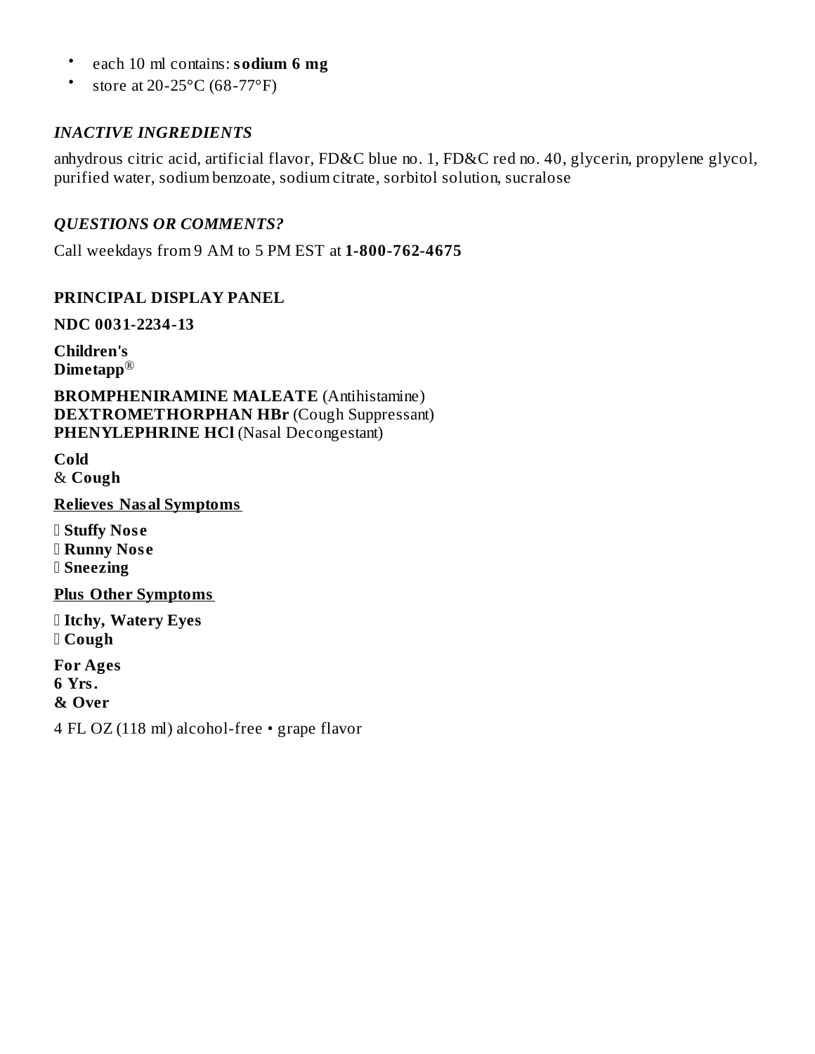- each 10 ml contains: **sodium 6 mg**
- store at 20-25°C (68-77°F)

### *INACTIVE INGREDIENTS*

anhydrous citric acid, artificial flavor, FD&C blue no. 1, FD&C red no. 40, glycerin, propylene glycol, purified water, sodium benzoate, sodium citrate, sorbitol solution, sucralose

### *QUESTIONS OR COMMENTS?*

Call weekdays from 9 AM to 5 PM EST at **1-800-762-4675**

## PRINCIPAL DISPLAY PANEL

**NDC 0031-2234-13**

**Children's**
**Dimetapp**®

**BROMPHENIRAMINE MALEATE** (Antihistamine)
**DEXTROMETHORPHAN HBr** (Cough Suppressant)
**PHENYLEPHRINE HCl** (Nasal Decongestant)

**Cold**
& **Cough**

**Relieves Nasal Symptoms**

 **Stuffy Nose**
 **Runny Nose**
 **Sneezing**

**Plus Other Symptoms**

 **Itchy, Watery Eyes**
 **Cough**

**For Ages**
**6 Yrs.**
**& Over**

4 FL OZ (118 ml) alcohol-free • grape flavor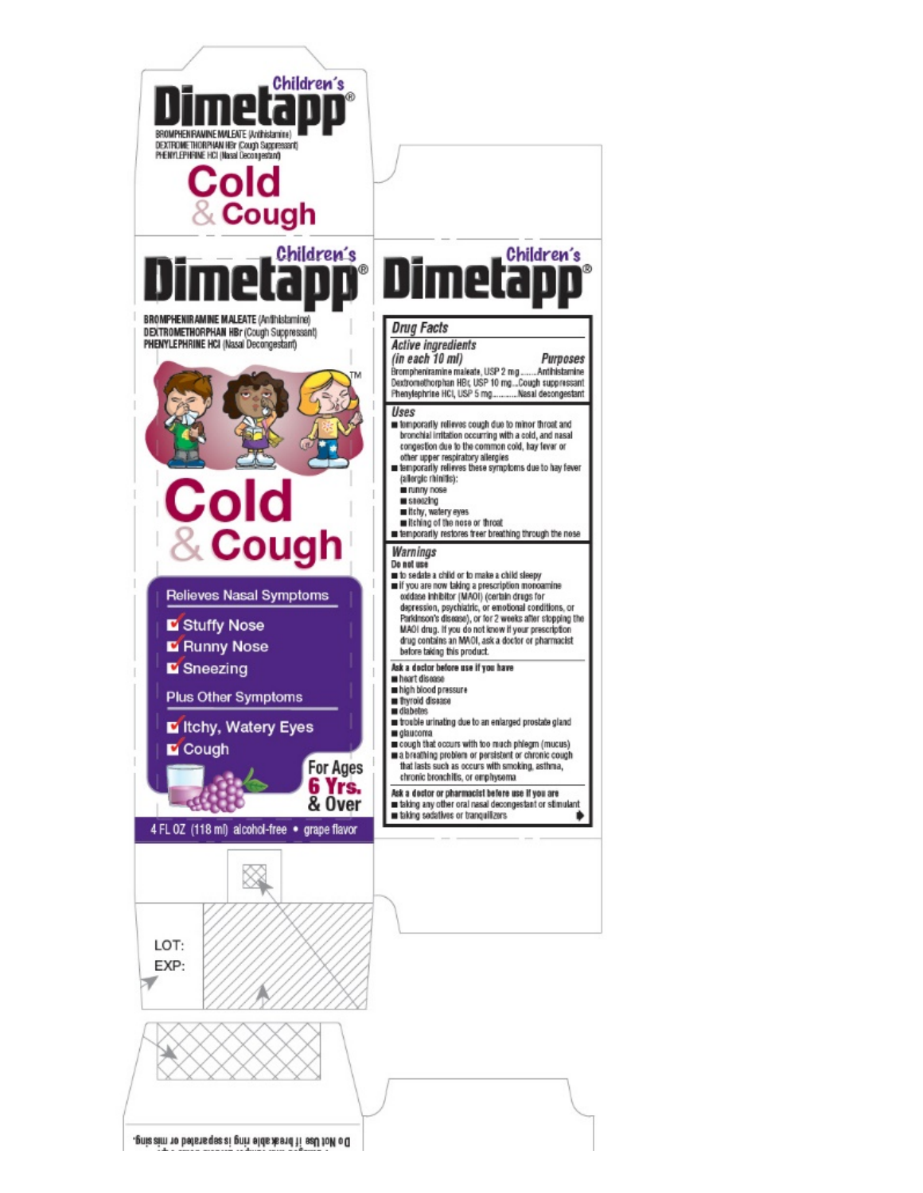Children's
# Dimetapp®

BROMPHENIRAMINE MALEATE (Antihistamine)
DEXTROMETHORPHAN HBr (Cough Suppressant)
PHENYLEPHRINE HCl (Nasal Decongestant)

## Cold & Cough

Children's
# Dimetapp®

**BROMPHENIRAMINE MALEATE** (Antihistamine)
**DEXTROMETHORPHAN HBr** (Cough Suppressant)
**PHENYLEPHRINE HCl** (Nasal Decongestant)

TM

## Cold & Cough

**Relieves Nasal Symptoms**

- Stuffy Nose
- Runny Nose
- Sneezing

**Plus Other Symptoms**

- Itchy, Watery Eyes
- Cough

**For Ages 6 Yrs. & Over**

4 FL OZ (118 ml) alcohol-free • grape flavor

LOT:
EXP:

Do Not Use if breakable ring is separated or missing.

Children's
# Dimetapp®

## Drug Facts

| **Active ingredients (in each 10 ml)** | **Purposes** |
|---|---|
| Brompheniramine maleate, USP 2 mg | Antihistamine |
| Dextromethorphan HBr, USP 10 mg | Cough suppressant |
| Phenylephrine HCl, USP 5 mg | Nasal decongestant |

### Uses

- temporarily relieves cough due to minor throat and bronchial irritation occurring with a cold, and nasal congestion due to the common cold, hay fever or other upper respiratory allergies
- temporarily relieves these symptoms due to hay fever (allergic rhinitis):
  - runny nose
  - sneezing
  - itchy, watery eyes
  - itching of the nose or throat
- temporarily restores freer breathing through the nose

### Warnings

**Do not use**

- to sedate a child or to make a child sleepy
- if you are now taking a prescription monoamine oxidase inhibitor (MAOI) (certain drugs for depression, psychiatric, or emotional conditions, or Parkinson's disease), or for 2 weeks after stopping the MAOI drug. If you do not know if your prescription drug contains an MAOI, ask a doctor or pharmacist before taking this product.

**Ask a doctor before use if you have**

- heart disease
- high blood pressure
- thyroid disease
- diabetes
- trouble urinating due to an enlarged prostate gland
- glaucoma
- cough that occurs with too much phlegm (mucus)
- a breathing problem or persistent or chronic cough that lasts such as occurs with smoking, asthma, chronic bronchitis, or emphysema

**Ask a doctor or pharmacist before use if you are**

- taking any other oral nasal decongestant or stimulant
- taking sedatives or tranquilizers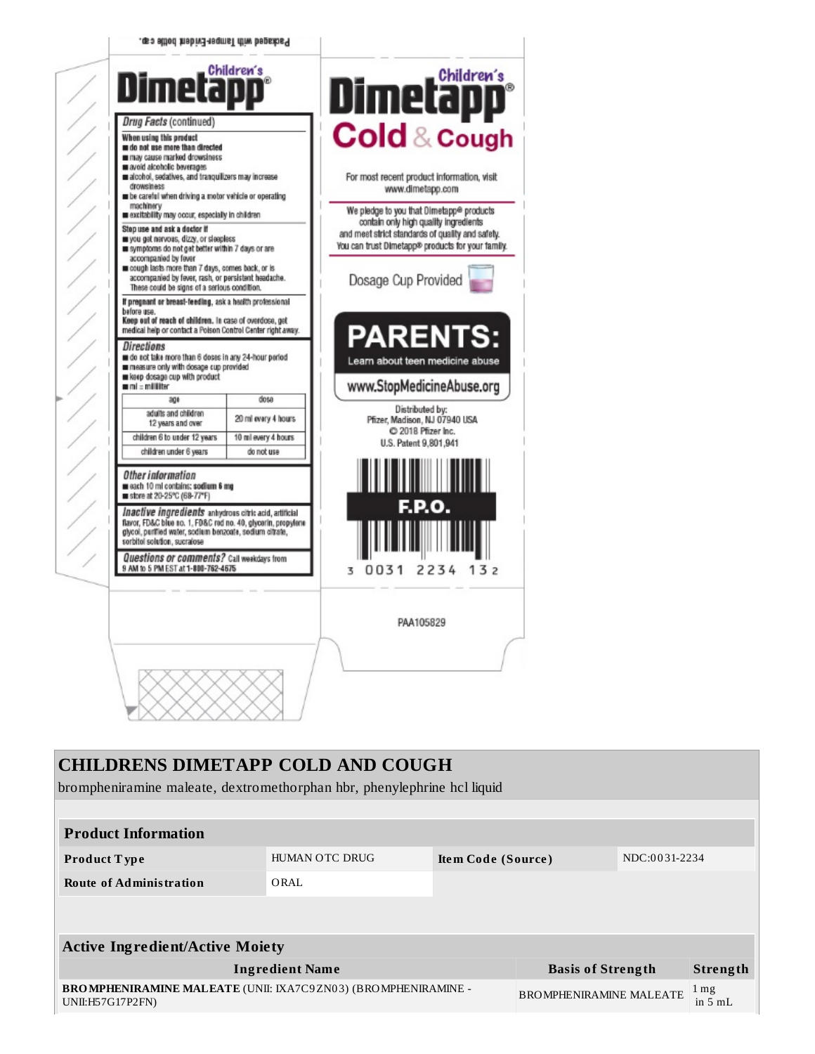Packaged with Tamper-Evident bottle cap.

Children's **Dimetapp**®

*Drug Facts* (continued)

**When using this product**

- **do not use more than directed**
- may cause marked drowsiness
- avoid alcoholic beverages
- alcohol, sedatives, and tranquilizers may increase drowsiness
- be careful when driving a motor vehicle or operating machinery
- excitability may occur, especially in children

**Stop use and ask a doctor if**

- you get nervous, dizzy, or sleepless
- symptoms do not get better within 7 days or are accompanied by fever
- cough lasts more than 7 days, comes back, or is accompanied by fever, rash, or persistent headache. These could be signs of a serious condition.

**If pregnant or breast-feeding,** ask a health professional before use.

**Keep out of reach of children.** In case of overdose, get medical help or contact a Poison Control Center right away.

*Directions*

- do not take more than 6 doses in any 24-hour period
- measure only with dosage cup provided
- keep dosage cup with product
- ml = milliliter

| age | dose |
|---|---|
| adults and children 12 years and over | 20 ml every 4 hours |
| children 6 to under 12 years | 10 ml every 4 hours |
| children under 6 years | do not use |

*Other information*

- each 10 ml contains: **sodium 6 mg**
- store at 20-25°C (68-77°F)

*Inactive ingredients* anhydrous citric acid, artificial flavor, FD&C blue no. 1, FD&C red no. 40, glycerin, propylene glycol, purified water, sodium benzoate, sodium citrate, sorbitol solution, sucralose

*Questions or comments?* Call weekdays from 9 AM to 5 PM EST at **1-800-762-4675**

Children's **Dimetapp**®

**Cold & Cough**

For most recent product information, visit www.dimetapp.com

We pledge to you that Dimetapp® products contain only high quality ingredients and meet strict standards of quality and safety. You can trust Dimetapp® products for your family.

Dosage Cup Provided

**PARENTS:**

Learn about teen medicine abuse

www.StopMedicineAbuse.org

Distributed by:
Pfizer, Madison, NJ 07940 USA
© 2018 Pfizer Inc.
U.S. Patent 9,801,941

F.P.O.

3 0031 2234 13 2

PAA105829

## CHILDRENS DIMETAPP COLD AND COUGH

brompheniramine maleate, dextromethorphan hbr, phenylephrine hcl liquid

| Product Information | | | |
|---|---|---|---|
| **Product Type** | HUMAN OTC DRUG | **Item Code (Source)** | NDC:0031-2234 |
| **Route of Administration** | ORAL | | |

| Active Ingredient/Active Moiety | | |
|---|---|---|
| **Ingredient Name** | **Basis of Strength** | **Strength** |
| **BROMPHENIRAMINE MALEATE** (UNII: IXA7C9ZN03) (BROMPHENIRAMINE - UNII:H57G17P2FN) | BROMPHENIRAMINE MALEATE | 1 mg in 5 mL |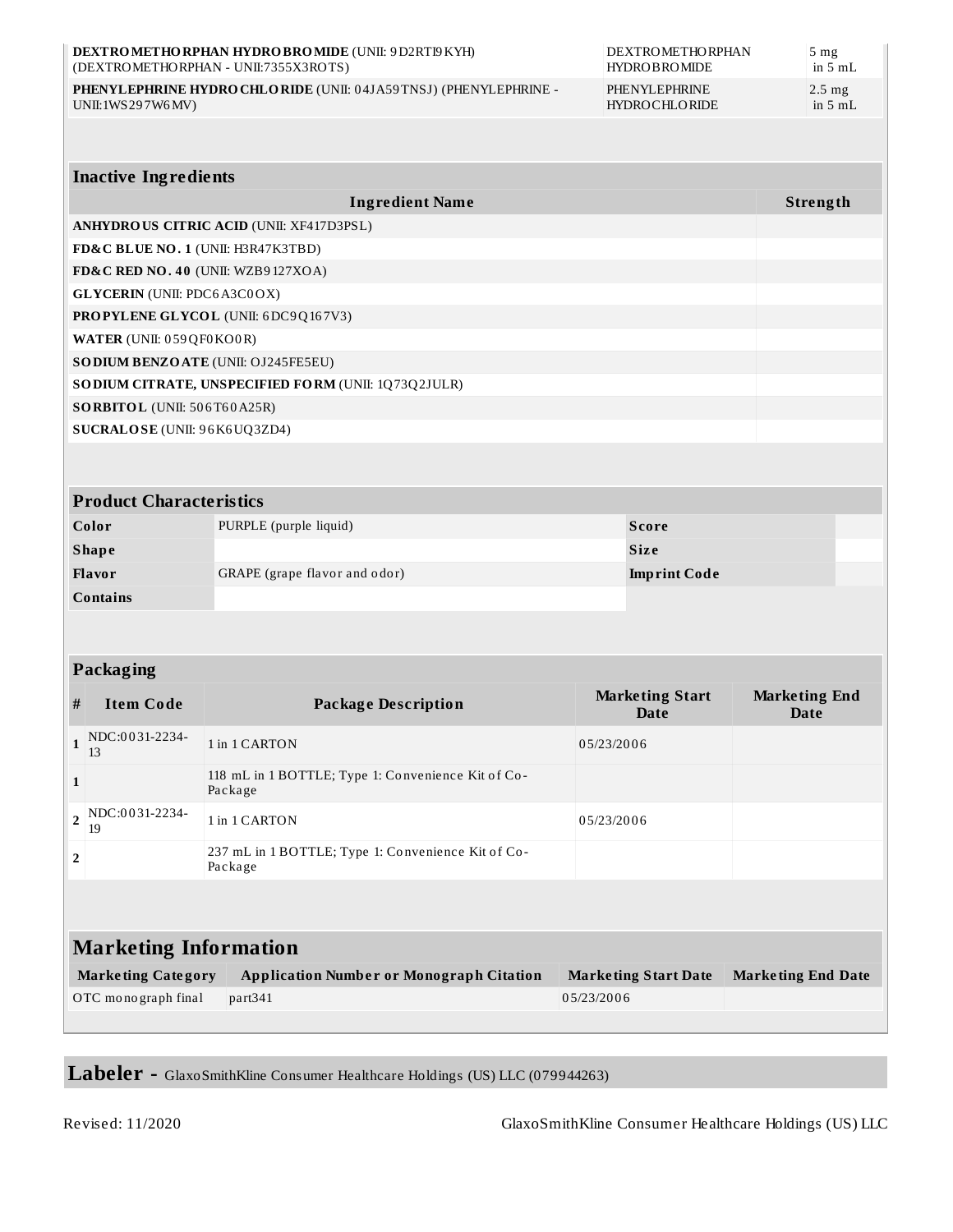| | | |
|---|---|---|
| **DEXTROMETHORPHAN HYDROBROMIDE** (UNII: 9D2RTI9KYH) (DEXTROMETHORPHAN - UNII:7355X3ROTS) | DEXTROMETHORPHAN HYDROBROMIDE | 5 mg in 5 mL |
| **PHENYLEPHRINE HYDROCHLORIDE** (UNII: 04JA59TNSJ) (PHENYLEPHRINE - UNII:1WS297W6MV) | PHENYLEPHRINE HYDROCHLORIDE | 2.5 mg in 5 mL |

| Inactive Ingredients | |
|---|---|
| **Ingredient Name** | **Strength** |
| **ANHYDROUS CITRIC ACID** (UNII: XF417D3PSL) | |
| **FD&C BLUE NO. 1** (UNII: H3R47K3TBD) | |
| **FD&C RED NO. 40** (UNII: WZB9127XOA) | |
| **GLYCERIN** (UNII: PDC6A3C0OX) | |
| **PROPYLENE GLYCOL** (UNII: 6DC9Q167V3) | |
| **WATER** (UNII: 059QF0KO0R) | |
| **SODIUM BENZOATE** (UNII: OJ245FE5EU) | |
| **SODIUM CITRATE, UNSPECIFIED FORM** (UNII: 1Q73Q2JULR) | |
| **SORBITOL** (UNII: 506T60A25R) | |
| **SUCRALOSE** (UNII: 96K6UQ3ZD4) | |

| Product Characteristics | | | |
|---|---|---|---|
| **Color** | PURPLE (purple liquid) | **Score** | |
| **Shape** | | **Size** | |
| **Flavor** | GRAPE (grape flavor and odor) | **Imprint Code** | |
| **Contains** | | | |

| Packaging | | | | |
|---|---|---|---|---|
| **#** | **Item Code** | **Package Description** | **Marketing Start Date** | **Marketing End Date** |
| 1 | NDC:0031-2234-13 | 1 in 1 CARTON | 05/23/2006 | |
| 1 | | 118 mL in 1 BOTTLE; Type 1: Convenience Kit of Co-Package | | |
| 2 | NDC:0031-2234-19 | 1 in 1 CARTON | 05/23/2006 | |
| 2 | | 237 mL in 1 BOTTLE; Type 1: Convenience Kit of Co-Package | | |

| Marketing Information | | | |
|---|---|---|---|
| **Marketing Category** | **Application Number or Monograph Citation** | **Marketing Start Date** | **Marketing End Date** |
| OTC monograph final | part341 | 05/23/2006 | |

**Labeler -** GlaxoSmithKline Consumer Healthcare Holdings (US) LLC (079944263)

Revised: 11/2020 GlaxoSmithKline Consumer Healthcare Holdings (US) LLC